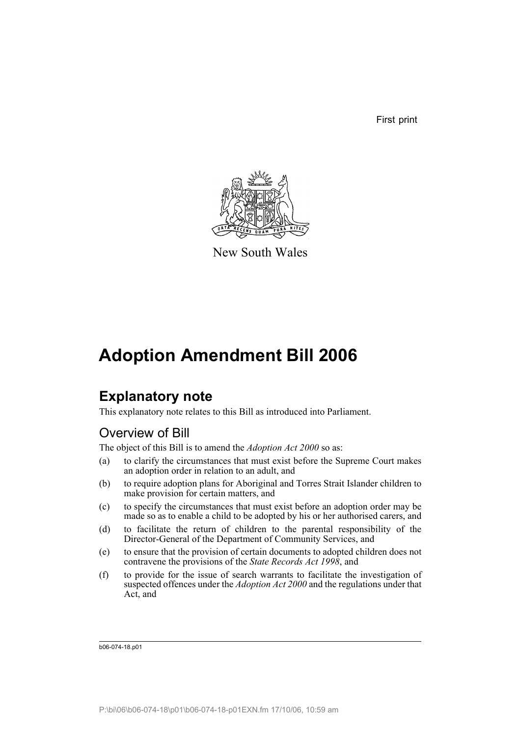First print

New South Wales

# Adoption Amendment Bill 2006

## Explanatory note

This explanatory note relates to this Bill as introduced into Parliament.

### Overview of Bill

The object of this Bill is to amend the *Adoption Act 2000* so as:

(a) to clarify the circumstances that must exist before the Supreme Court makes an adoption order in relation to an adult, and

(b) to require adoption plans for Aboriginal and Torres Strait Islander children to make provision for certain matters, and

(c) to specify the circumstances that must exist before an adoption order may be made so as to enable a child to be adopted by his or her authorised carers, and

(d) to facilitate the return of children to the parental responsibility of the Director-General of the Department of Community Services, and

(e) to ensure that the provision of certain documents to adopted children does not contravene the provisions of the *State Records Act 1998*, and

(f) to provide for the issue of search warrants to facilitate the investigation of suspected offences under the *Adoption Act 2000* and the regulations under that Act, and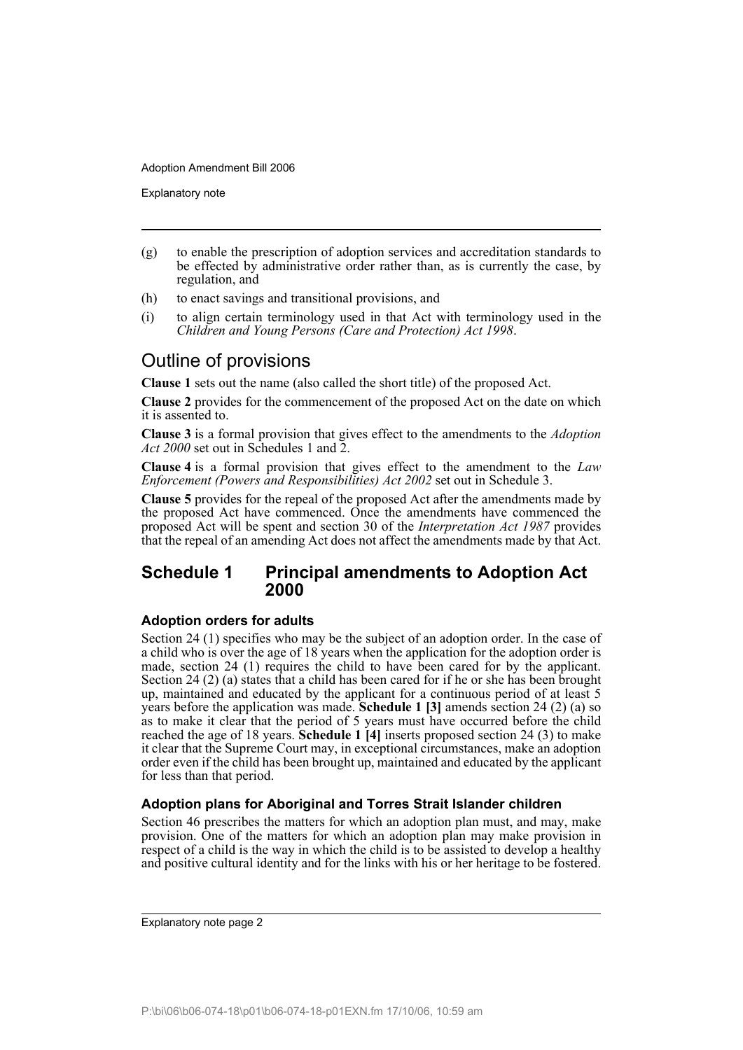(g) to enable the prescription of adoption services and accreditation standards to be effected by administrative order rather than, as is currently the case, by regulation, and

(h) to enact savings and transitional provisions, and

(i) to align certain terminology used in that Act with terminology used in the *Children and Young Persons (Care and Protection) Act 1998*.

## Outline of provisions

**Clause 1** sets out the name (also called the short title) of the proposed Act.

**Clause 2** provides for the commencement of the proposed Act on the date on which it is assented to.

**Clause 3** is a formal provision that gives effect to the amendments to the *Adoption Act 2000* set out in Schedules 1 and 2.

**Clause 4** is a formal provision that gives effect to the amendment to the *Law Enforcement (Powers and Responsibilities) Act 2002* set out in Schedule 3.

**Clause 5** provides for the repeal of the proposed Act after the amendments made by the proposed Act have commenced. Once the amendments have commenced the proposed Act will be spent and section 30 of the *Interpretation Act 1987* provides that the repeal of an amending Act does not affect the amendments made by that Act.

## Schedule 1 Principal amendments to Adoption Act 2000

### Adoption orders for adults

Section 24 (1) specifies who may be the subject of an adoption order. In the case of a child who is over the age of 18 years when the application for the adoption order is made, section 24 (1) requires the child to have been cared for by the applicant. Section 24 (2) (a) states that a child has been cared for if he or she has been brought up, maintained and educated by the applicant for a continuous period of at least 5 years before the application was made. **Schedule 1 [3]** amends section 24 (2) (a) so as to make it clear that the period of 5 years must have occurred before the child reached the age of 18 years. **Schedule 1 [4]** inserts proposed section 24 (3) to make it clear that the Supreme Court may, in exceptional circumstances, make an adoption order even if the child has been brought up, maintained and educated by the applicant for less than that period.

### Adoption plans for Aboriginal and Torres Strait Islander children

Section 46 prescribes the matters for which an adoption plan must, and may, make provision. One of the matters for which an adoption plan may make provision in respect of a child is the way in which the child is to be assisted to develop a healthy and positive cultural identity and for the links with his or her heritage to be fostered.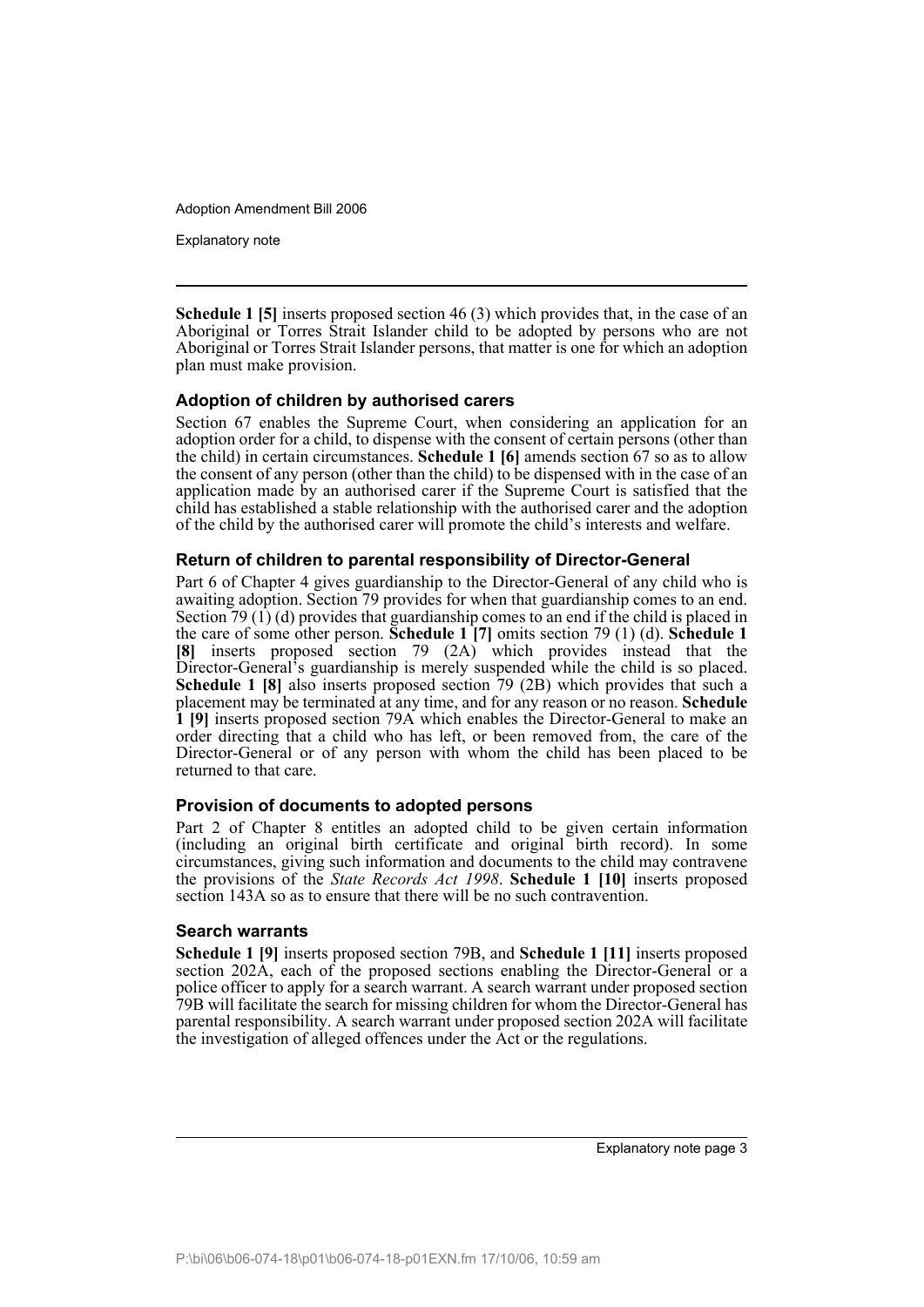**Schedule 1 [5]** inserts proposed section 46 (3) which provides that, in the case of an Aboriginal or Torres Strait Islander child to be adopted by persons who are not Aboriginal or Torres Strait Islander persons, that matter is one for which an adoption plan must make provision.

### Adoption of children by authorised carers

Section 67 enables the Supreme Court, when considering an application for an adoption order for a child, to dispense with the consent of certain persons (other than the child) in certain circumstances. **Schedule 1 [6]** amends section 67 so as to allow the consent of any person (other than the child) to be dispensed with in the case of an application made by an authorised carer if the Supreme Court is satisfied that the child has established a stable relationship with the authorised carer and the adoption of the child by the authorised carer will promote the child's interests and welfare.

### Return of children to parental responsibility of Director-General

Part 6 of Chapter 4 gives guardianship to the Director-General of any child who is awaiting adoption. Section 79 provides for when that guardianship comes to an end. Section 79 (1) (d) provides that guardianship comes to an end if the child is placed in the care of some other person. **Schedule 1 [7]** omits section 79 (1) (d). **Schedule 1 [8]** inserts proposed section 79 (2A) which provides instead that the Director-General's guardianship is merely suspended while the child is so placed. **Schedule 1 [8]** also inserts proposed section 79 (2B) which provides that such a placement may be terminated at any time, and for any reason or no reason. **Schedule 1 [9]** inserts proposed section 79A which enables the Director-General to make an order directing that a child who has left, or been removed from, the care of the Director-General or of any person with whom the child has been placed to be returned to that care.

### Provision of documents to adopted persons

Part 2 of Chapter 8 entitles an adopted child to be given certain information (including an original birth certificate and original birth record). In some circumstances, giving such information and documents to the child may contravene the provisions of the *State Records Act 1998*. **Schedule 1 [10]** inserts proposed section 143A so as to ensure that there will be no such contravention.

### Search warrants

**Schedule 1 [9]** inserts proposed section 79B, and **Schedule 1 [11]** inserts proposed section 202A, each of the proposed sections enabling the Director-General or a police officer to apply for a search warrant. A search warrant under proposed section 79B will facilitate the search for missing children for whom the Director-General has parental responsibility. A search warrant under proposed section 202A will facilitate the investigation of alleged offences under the Act or the regulations.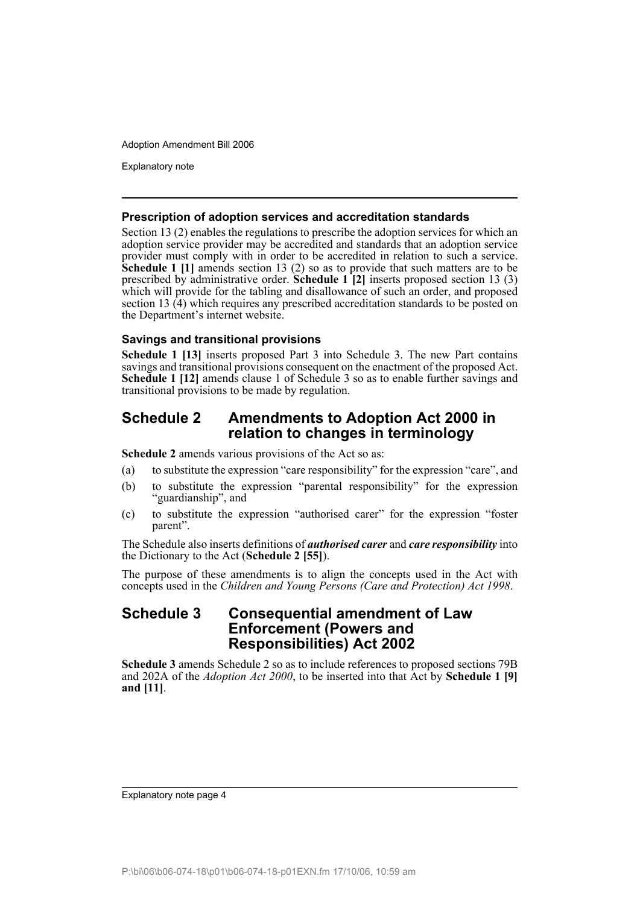### Prescription of adoption services and accreditation standards

Section 13 (2) enables the regulations to prescribe the adoption services for which an adoption service provider may be accredited and standards that an adoption service provider must comply with in order to be accredited in relation to such a service. **Schedule 1 [1]** amends section 13 (2) so as to provide that such matters are to be prescribed by administrative order. **Schedule 1 [2]** inserts proposed section 13 (3) which will provide for the tabling and disallowance of such an order, and proposed section 13 (4) which requires any prescribed accreditation standards to be posted on the Department's internet website.

### Savings and transitional provisions

**Schedule 1 [13]** inserts proposed Part 3 into Schedule 3. The new Part contains savings and transitional provisions consequent on the enactment of the proposed Act. **Schedule 1 [12]** amends clause 1 of Schedule 3 so as to enable further savings and transitional provisions to be made by regulation.

## Schedule 2 Amendments to Adoption Act 2000 in relation to changes in terminology

**Schedule 2** amends various provisions of the Act so as:

(a) to substitute the expression "care responsibility" for the expression "care", and

(b) to substitute the expression "parental responsibility" for the expression "guardianship", and

(c) to substitute the expression "authorised carer" for the expression "foster parent".

The Schedule also inserts definitions of ***authorised carer*** and ***care responsibility*** into the Dictionary to the Act (**Schedule 2 [55]**).

The purpose of these amendments is to align the concepts used in the Act with concepts used in the *Children and Young Persons (Care and Protection) Act 1998*.

## Schedule 3 Consequential amendment of Law Enforcement (Powers and Responsibilities) Act 2002

**Schedule 3** amends Schedule 2 so as to include references to proposed sections 79B and 202A of the *Adoption Act 2000*, to be inserted into that Act by **Schedule 1 [9] and [11]**.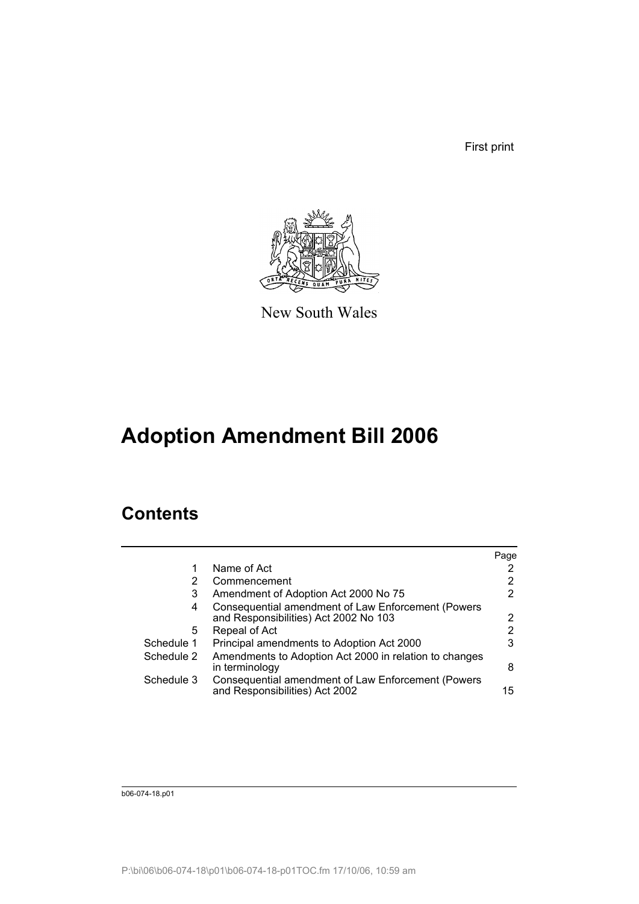First print

New South Wales

# Adoption Amendment Bill 2006

## Contents

| | | Page |
|---|---|---|
| 1 | Name of Act | 2 |
| 2 | Commencement | 2 |
| 3 | Amendment of Adoption Act 2000 No 75 | 2 |
| 4 | Consequential amendment of Law Enforcement (Powers and Responsibilities) Act 2002 No 103 | 2 |
| 5 | Repeal of Act | 2 |
| Schedule 1 | Principal amendments to Adoption Act 2000 | 3 |
| Schedule 2 | Amendments to Adoption Act 2000 in relation to changes in terminology | 8 |
| Schedule 3 | Consequential amendment of Law Enforcement (Powers and Responsibilities) Act 2002 | 15 |

b06-074-18.p01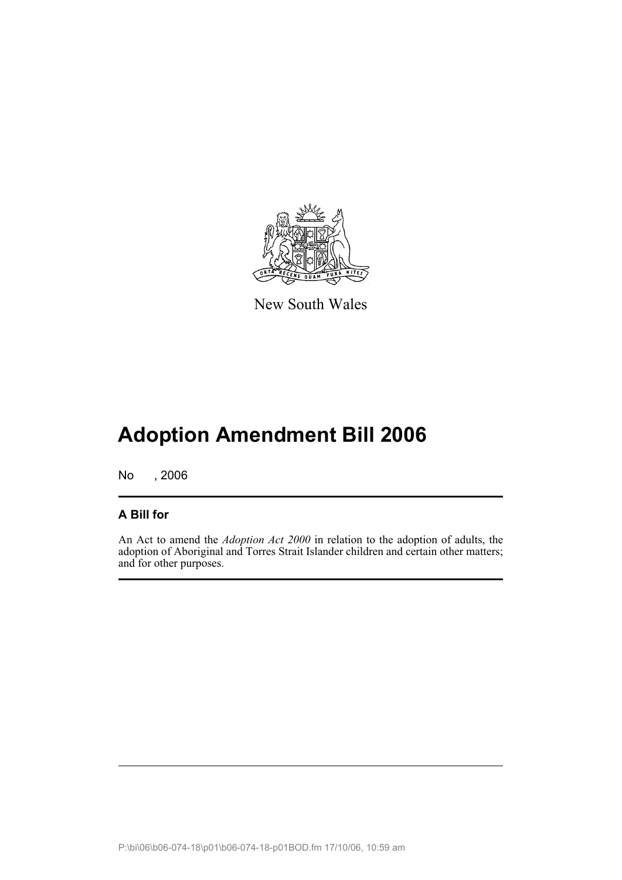New South Wales

# Adoption Amendment Bill 2006

No , 2006

## A Bill for

An Act to amend the *Adoption Act 2000* in relation to the adoption of adults, the adoption of Aboriginal and Torres Strait Islander children and certain other matters; and for other purposes.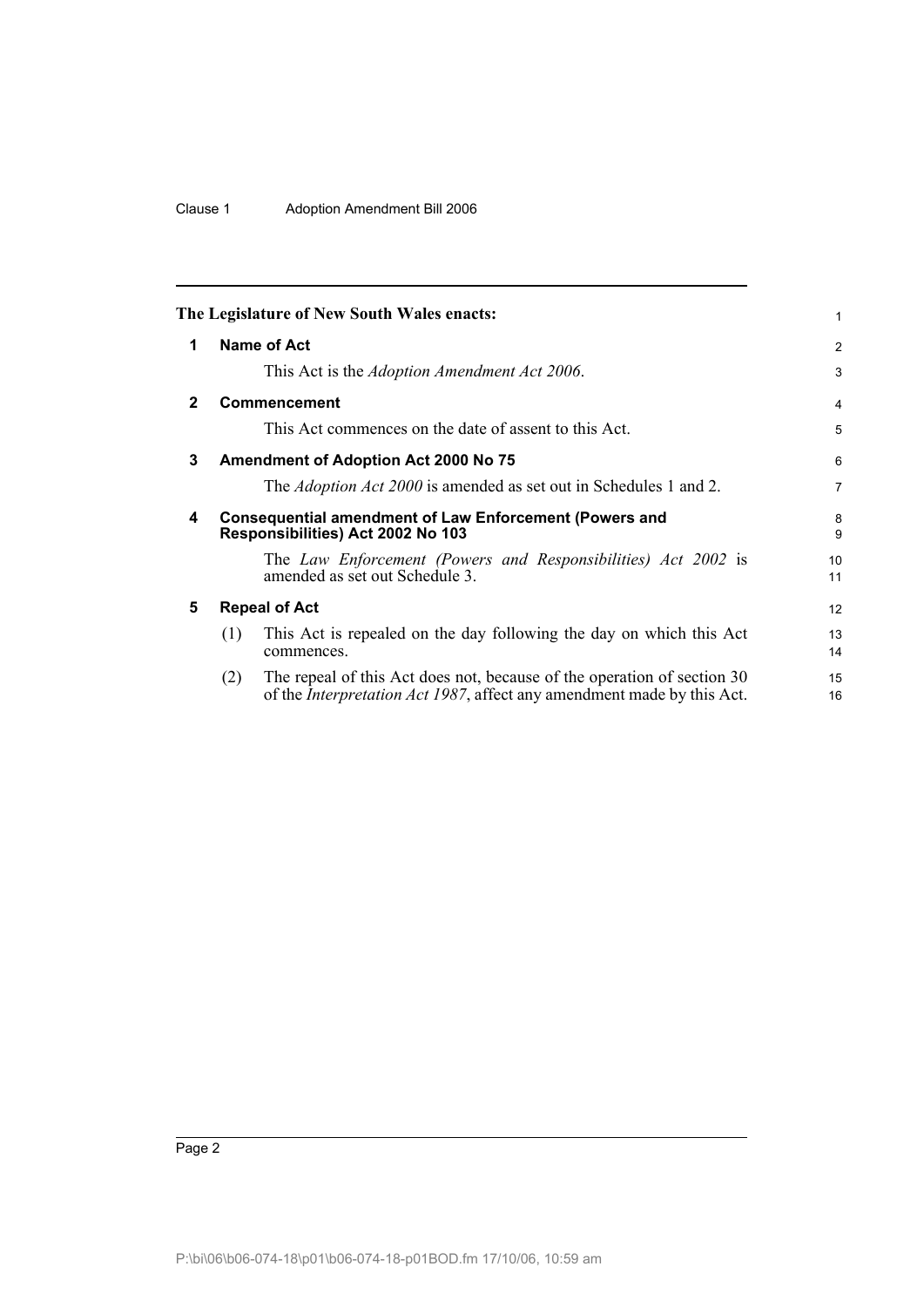**The Legislature of New South Wales enacts:**

## 1 Name of Act

This Act is the *Adoption Amendment Act 2006*.

## 2 Commencement

This Act commences on the date of assent to this Act.

## 3 Amendment of Adoption Act 2000 No 75

The *Adoption Act 2000* is amended as set out in Schedules 1 and 2.

## 4 Consequential amendment of Law Enforcement (Powers and Responsibilities) Act 2002 No 103

The *Law Enforcement (Powers and Responsibilities) Act 2002* is amended as set out Schedule 3.

## 5 Repeal of Act

(1) This Act is repealed on the day following the day on which this Act commences.

(2) The repeal of this Act does not, because of the operation of section 30 of the *Interpretation Act 1987*, affect any amendment made by this Act.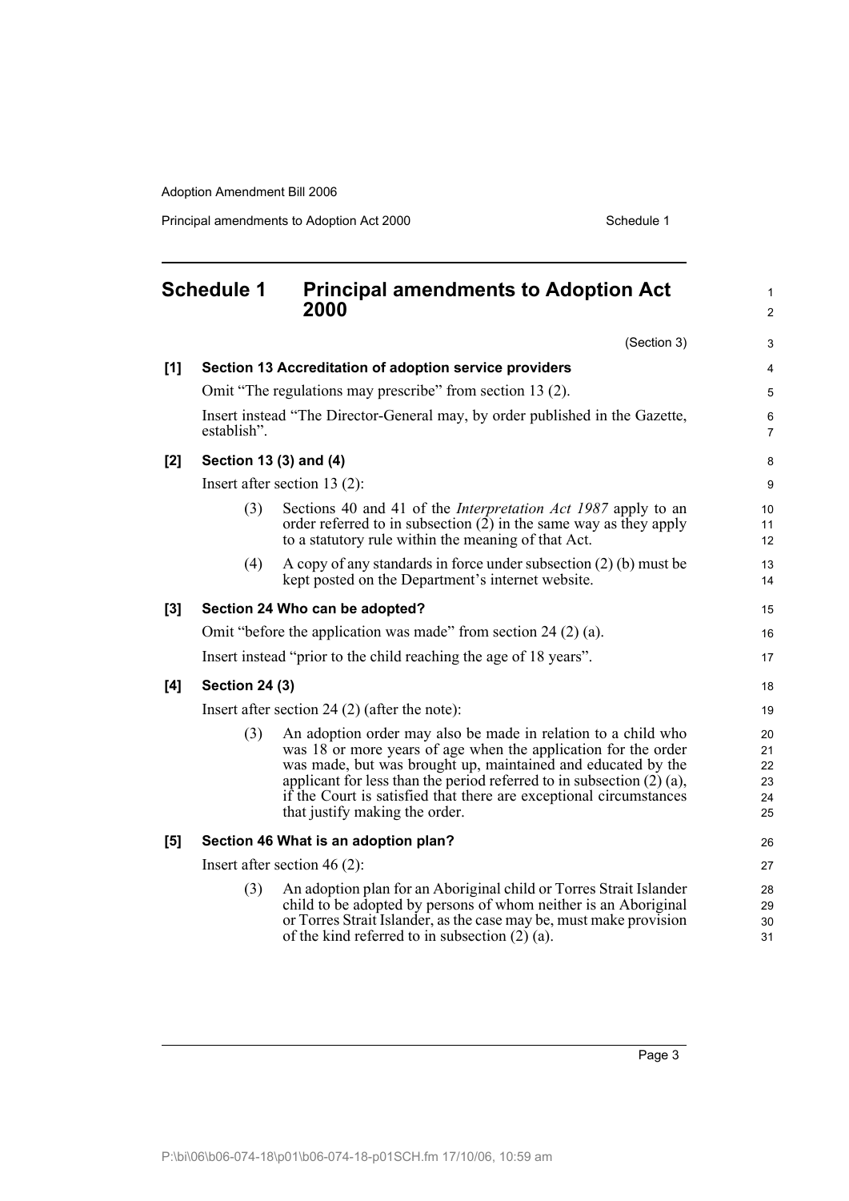# Schedule 1 Principal amendments to Adoption Act 2000

(Section 3)

**[1] Section 13 Accreditation of adoption service providers**

Omit "The regulations may prescribe" from section 13 (2).

Insert instead "The Director-General may, by order published in the Gazette, establish".

**[2] Section 13 (3) and (4)**

Insert after section 13 (2):

(3) Sections 40 and 41 of the *Interpretation Act 1987* apply to an order referred to in subsection (2) in the same way as they apply to a statutory rule within the meaning of that Act.

(4) A copy of any standards in force under subsection (2) (b) must be kept posted on the Department's internet website.

**[3] Section 24 Who can be adopted?**

Omit "before the application was made" from section 24 (2) (a).

Insert instead "prior to the child reaching the age of 18 years".

**[4] Section 24 (3)**

Insert after section 24 (2) (after the note):

(3) An adoption order may also be made in relation to a child who was 18 or more years of age when the application for the order was made, but was brought up, maintained and educated by the applicant for less than the period referred to in subsection (2) (a), if the Court is satisfied that there are exceptional circumstances that justify making the order.

**[5] Section 46 What is an adoption plan?**

Insert after section 46 (2):

(3) An adoption plan for an Aboriginal child or Torres Strait Islander child to be adopted by persons of whom neither is an Aboriginal or Torres Strait Islander, as the case may be, must make provision of the kind referred to in subsection (2) (a).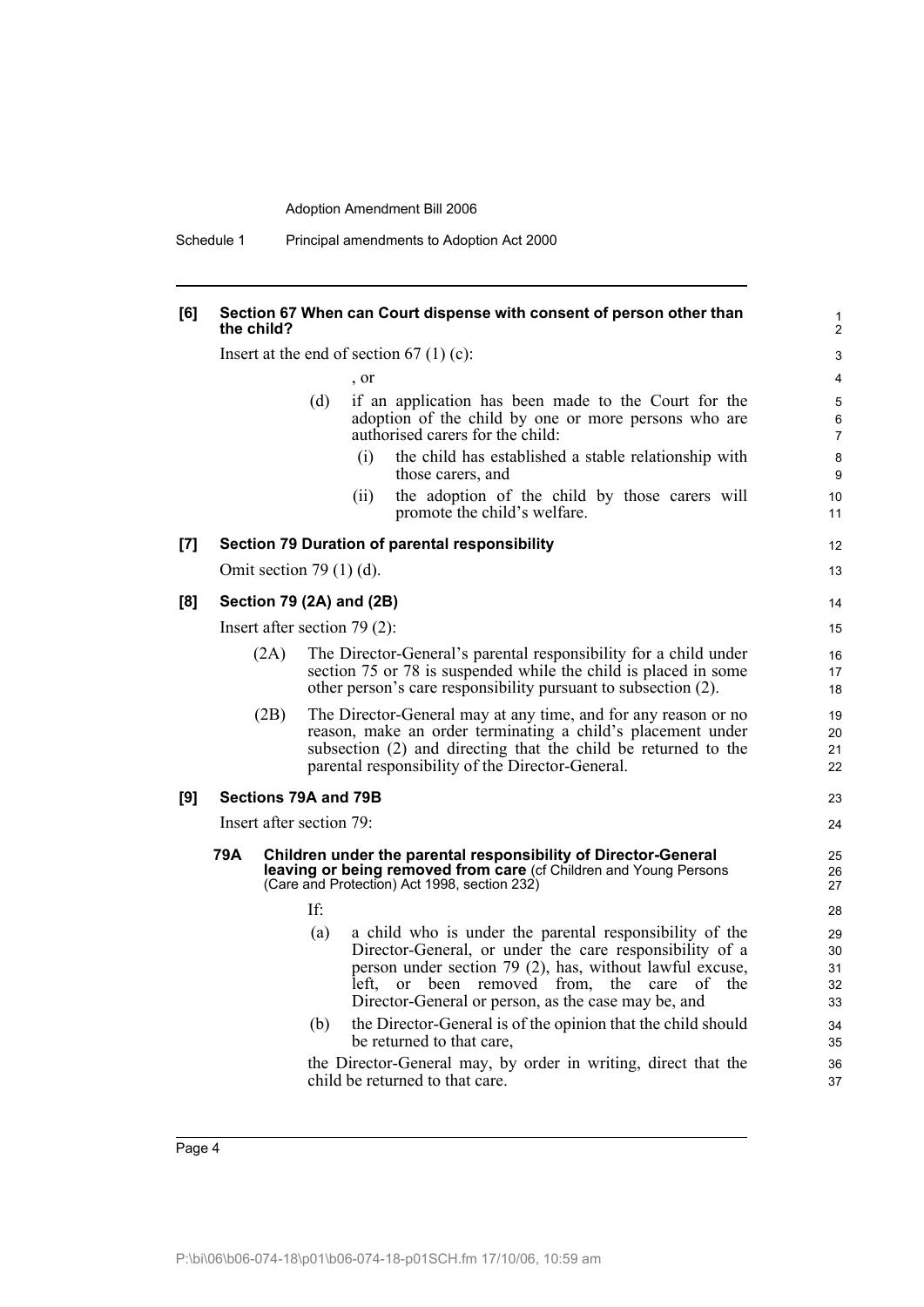**[6] Section 67 When can Court dispense with consent of person other than the child?**

Insert at the end of section 67 (1) (c):

, or

(d) if an application has been made to the Court for the adoption of the child by one or more persons who are authorised carers for the child:

(i) the child has established a stable relationship with those carers, and

(ii) the adoption of the child by those carers will promote the child's welfare.

**[7] Section 79 Duration of parental responsibility**

Omit section 79 (1) (d).

**[8] Section 79 (2A) and (2B)**

Insert after section 79 (2):

(2A) The Director-General's parental responsibility for a child under section 75 or 78 is suspended while the child is placed in some other person's care responsibility pursuant to subsection (2).

(2B) The Director-General may at any time, and for any reason or no reason, make an order terminating a child's placement under subsection (2) and directing that the child be returned to the parental responsibility of the Director-General.

**[9] Sections 79A and 79B**

Insert after section 79:

**79A Children under the parental responsibility of Director-General leaving or being removed from care** (cf Children and Young Persons (Care and Protection) Act 1998, section 232)

If:

(a) a child who is under the parental responsibility of the Director-General, or under the care responsibility of a person under section 79 (2), has, without lawful excuse, left, or been removed from, the care of the Director-General or person, as the case may be, and

(b) the Director-General is of the opinion that the child should be returned to that care,

the Director-General may, by order in writing, direct that the child be returned to that care.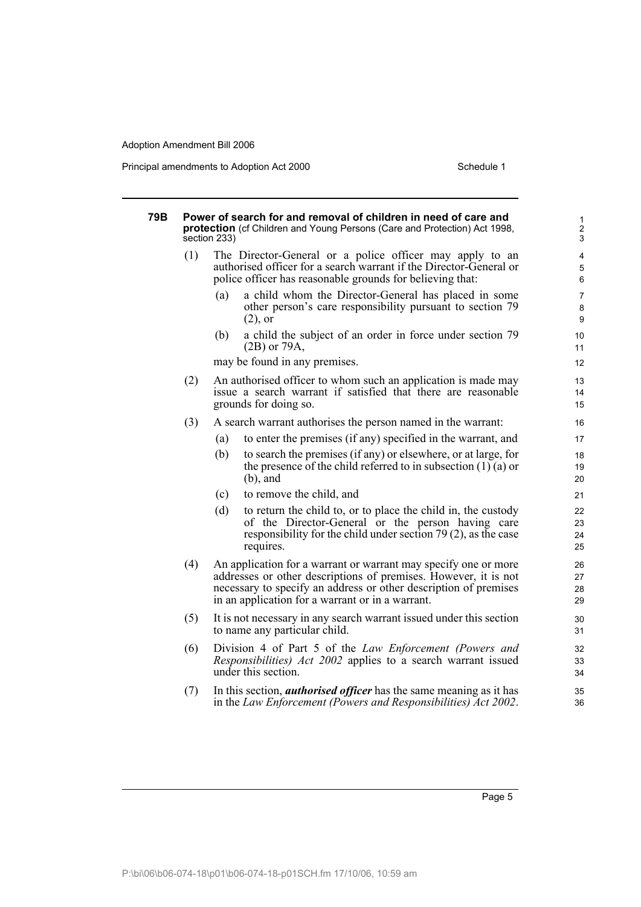**79B Power of search for and removal of children in need of care and protection** (cf Children and Young Persons (Care and Protection) Act 1998, section 233)

(1) The Director-General or a police officer may apply to an authorised officer for a search warrant if the Director-General or police officer has reasonable grounds for believing that:

(a) a child whom the Director-General has placed in some other person's care responsibility pursuant to section 79 (2), or

(b) a child the subject of an order in force under section 79 (2B) or 79A,

may be found in any premises.

(2) An authorised officer to whom such an application is made may issue a search warrant if satisfied that there are reasonable grounds for doing so.

(3) A search warrant authorises the person named in the warrant:

(a) to enter the premises (if any) specified in the warrant, and

(b) to search the premises (if any) or elsewhere, or at large, for the presence of the child referred to in subsection (1) (a) or (b), and

(c) to remove the child, and

(d) to return the child to, or to place the child in, the custody of the Director-General or the person having care responsibility for the child under section 79 (2), as the case requires.

(4) An application for a warrant or warrant may specify one or more addresses or other descriptions of premises. However, it is not necessary to specify an address or other description of premises in an application for a warrant or in a warrant.

(5) It is not necessary in any search warrant issued under this section to name any particular child.

(6) Division 4 of Part 5 of the *Law Enforcement (Powers and Responsibilities) Act 2002* applies to a search warrant issued under this section.

(7) In this section, ***authorised officer*** has the same meaning as it has in the *Law Enforcement (Powers and Responsibilities) Act 2002*.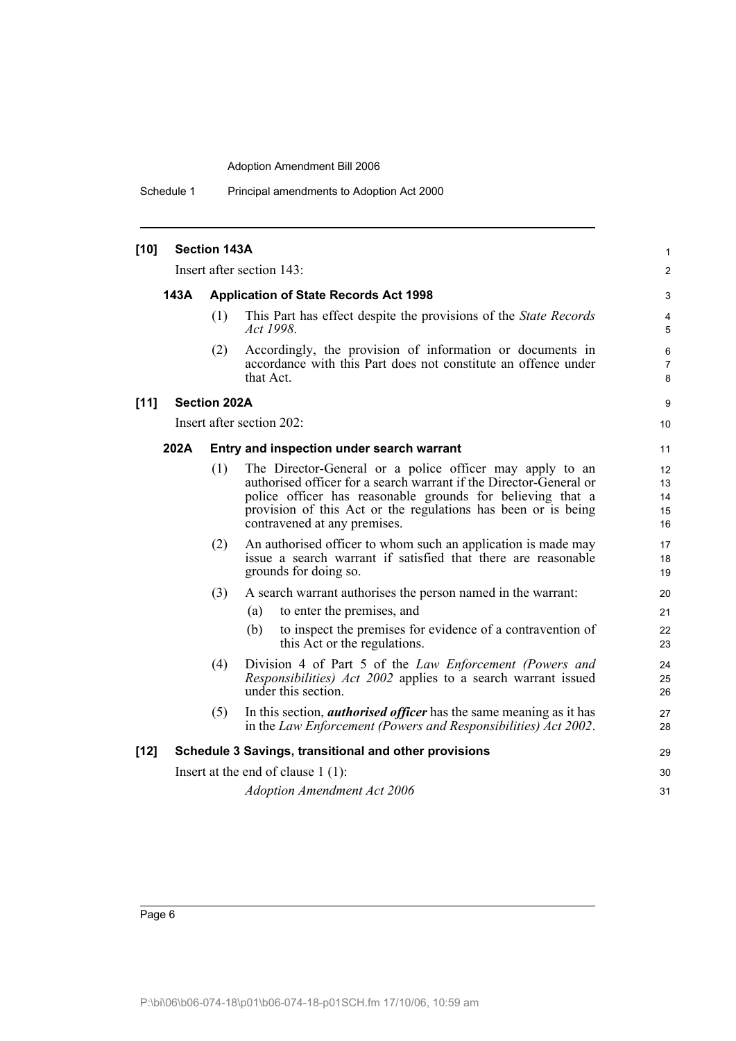**[10] Section 143A**

Insert after section 143:

**143A Application of State Records Act 1998**

(1) This Part has effect despite the provisions of the *State Records Act 1998*.

(2) Accordingly, the provision of information or documents in accordance with this Part does not constitute an offence under that Act.

**[11] Section 202A**

Insert after section 202:

**202A Entry and inspection under search warrant**

(1) The Director-General or a police officer may apply to an authorised officer for a search warrant if the Director-General or police officer has reasonable grounds for believing that a provision of this Act or the regulations has been or is being contravened at any premises.

(2) An authorised officer to whom such an application is made may issue a search warrant if satisfied that there are reasonable grounds for doing so.

(3) A search warrant authorises the person named in the warrant:

(a) to enter the premises, and

(b) to inspect the premises for evidence of a contravention of this Act or the regulations.

(4) Division 4 of Part 5 of the *Law Enforcement (Powers and Responsibilities) Act 2002* applies to a search warrant issued under this section.

(5) In this section, ***authorised officer*** has the same meaning as it has in the *Law Enforcement (Powers and Responsibilities) Act 2002*.

**[12] Schedule 3 Savings, transitional and other provisions**

Insert at the end of clause 1 (1):

*Adoption Amendment Act 2006*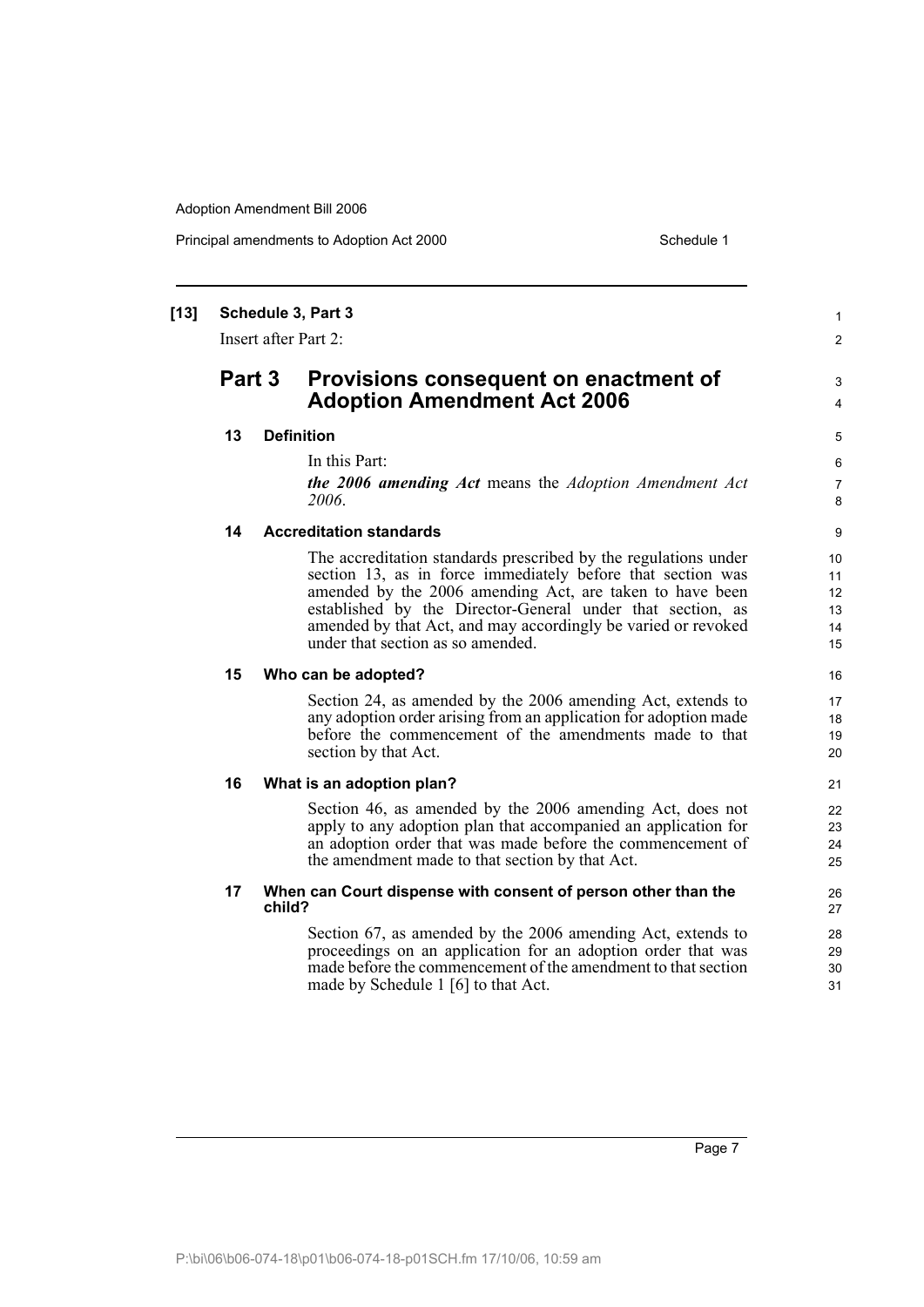**[13] Schedule 3, Part 3**

Insert after Part 2:

## Part 3 Provisions consequent on enactment of Adoption Amendment Act 2006

### 13 Definition

In this Part:

***the 2006 amending Act*** means the *Adoption Amendment Act 2006*.

### 14 Accreditation standards

The accreditation standards prescribed by the regulations under section 13, as in force immediately before that section was amended by the 2006 amending Act, are taken to have been established by the Director-General under that section, as amended by that Act, and may accordingly be varied or revoked under that section as so amended.

### 15 Who can be adopted?

Section 24, as amended by the 2006 amending Act, extends to any adoption order arising from an application for adoption made before the commencement of the amendments made to that section by that Act.

### 16 What is an adoption plan?

Section 46, as amended by the 2006 amending Act, does not apply to any adoption plan that accompanied an application for an adoption order that was made before the commencement of the amendment made to that section by that Act.

### 17 When can Court dispense with consent of person other than the child?

Section 67, as amended by the 2006 amending Act, extends to proceedings on an application for an adoption order that was made before the commencement of the amendment to that section made by Schedule 1 [6] to that Act.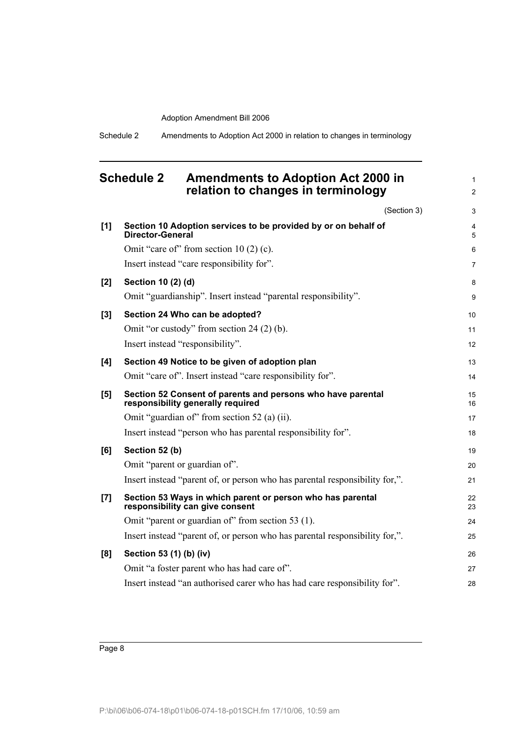## Schedule 2 Amendments to Adoption Act 2000 in relation to changes in terminology

(Section 3)

**[1] Section 10 Adoption services to be provided by or on behalf of Director-General**

Omit "care of" from section 10 (2) (c).

Insert instead "care responsibility for".

**[2] Section 10 (2) (d)**

Omit "guardianship". Insert instead "parental responsibility".

**[3] Section 24 Who can be adopted?**

Omit "or custody" from section 24 (2) (b).

Insert instead "responsibility".

**[4] Section 49 Notice to be given of adoption plan**

Omit "care of". Insert instead "care responsibility for".

**[5] Section 52 Consent of parents and persons who have parental responsibility generally required**

Omit "guardian of" from section 52 (a) (ii).

Insert instead "person who has parental responsibility for".

**[6] Section 52 (b)**

Omit "parent or guardian of".

Insert instead "parent of, or person who has parental responsibility for,".

**[7] Section 53 Ways in which parent or person who has parental responsibility can give consent**

Omit "parent or guardian of" from section 53 (1).

Insert instead "parent of, or person who has parental responsibility for,".

**[8] Section 53 (1) (b) (iv)**

Omit "a foster parent who has had care of".

Insert instead "an authorised carer who has had care responsibility for".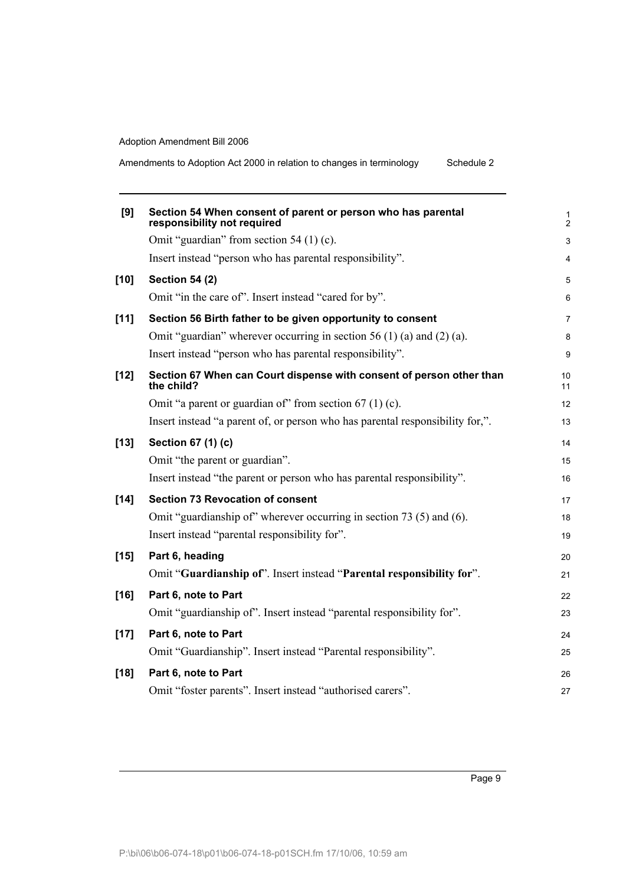**[9] Section 54 When consent of parent or person who has parental responsibility not required**

Omit "guardian" from section 54 (1) (c).

Insert instead "person who has parental responsibility".

**[10] Section 54 (2)**

Omit "in the care of". Insert instead "cared for by".

**[11] Section 56 Birth father to be given opportunity to consent**

Omit "guardian" wherever occurring in section 56 (1) (a) and (2) (a).

Insert instead "person who has parental responsibility".

**[12] Section 67 When can Court dispense with consent of person other than the child?**

Omit "a parent or guardian of" from section 67 (1) (c).

Insert instead "a parent of, or person who has parental responsibility for,".

**[13] Section 67 (1) (c)**

Omit "the parent or guardian".

Insert instead "the parent or person who has parental responsibility".

**[14] Section 73 Revocation of consent**

Omit "guardianship of" wherever occurring in section 73 (5) and (6).

Insert instead "parental responsibility for".

**[15] Part 6, heading**

Omit "**Guardianship of**". Insert instead "**Parental responsibility for**".

**[16] Part 6, note to Part**

Omit "guardianship of". Insert instead "parental responsibility for".

**[17] Part 6, note to Part**

Omit "Guardianship". Insert instead "Parental responsibility".

**[18] Part 6, note to Part**

Omit "foster parents". Insert instead "authorised carers".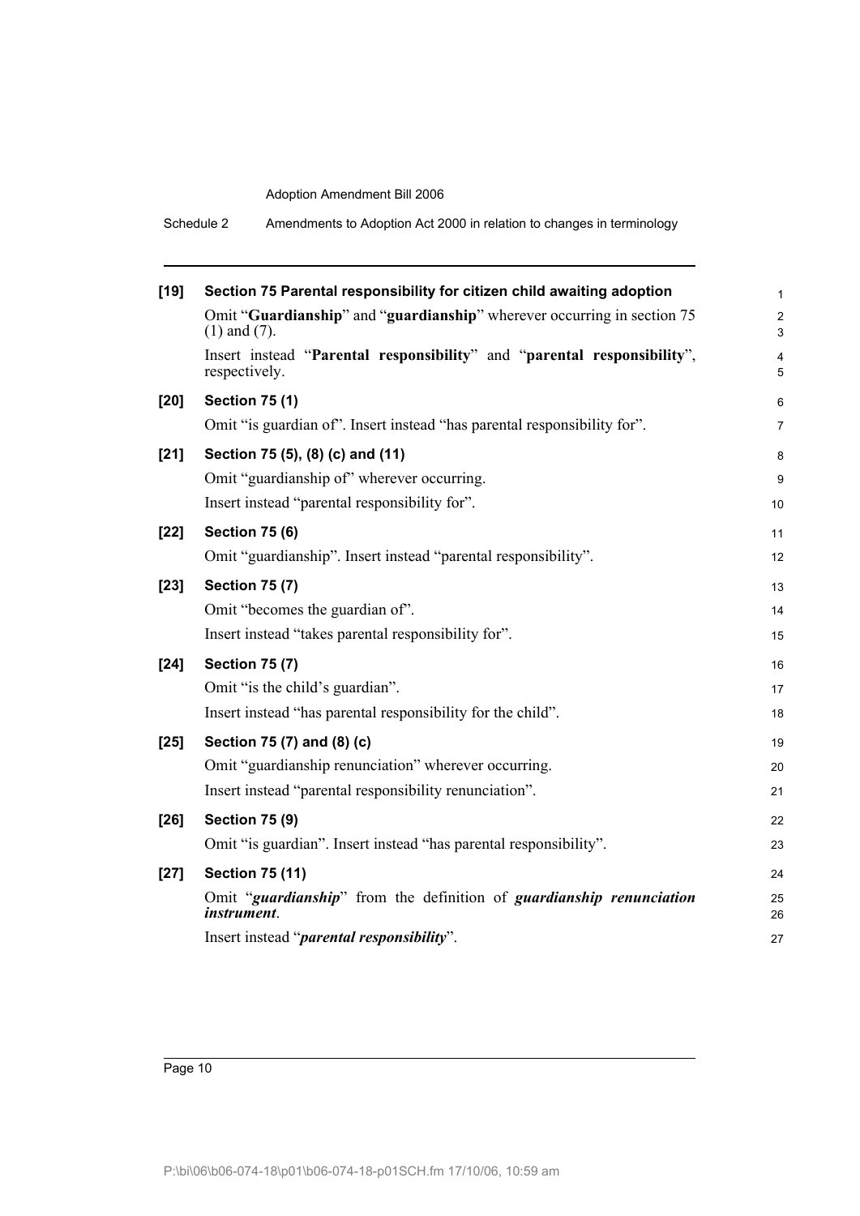**[19] Section 75 Parental responsibility for citizen child awaiting adoption**

Omit "**Guardianship**" and "**guardianship**" wherever occurring in section 75 (1) and (7).

Insert instead "**Parental responsibility**" and "**parental responsibility**", respectively.

**[20] Section 75 (1)**

Omit "is guardian of". Insert instead "has parental responsibility for".

**[21] Section 75 (5), (8) (c) and (11)**

Omit "guardianship of" wherever occurring.

Insert instead "parental responsibility for".

**[22] Section 75 (6)**

Omit "guardianship". Insert instead "parental responsibility".

**[23] Section 75 (7)**

Omit "becomes the guardian of".

Insert instead "takes parental responsibility for".

**[24] Section 75 (7)**

Omit "is the child's guardian".

Insert instead "has parental responsibility for the child".

**[25] Section 75 (7) and (8) (c)**

Omit "guardianship renunciation" wherever occurring.

Insert instead "parental responsibility renunciation".

**[26] Section 75 (9)**

Omit "is guardian". Insert instead "has parental responsibility".

**[27] Section 75 (11)**

Omit "***guardianship***" from the definition of ***guardianship renunciation instrument***.

Insert instead "***parental responsibility***".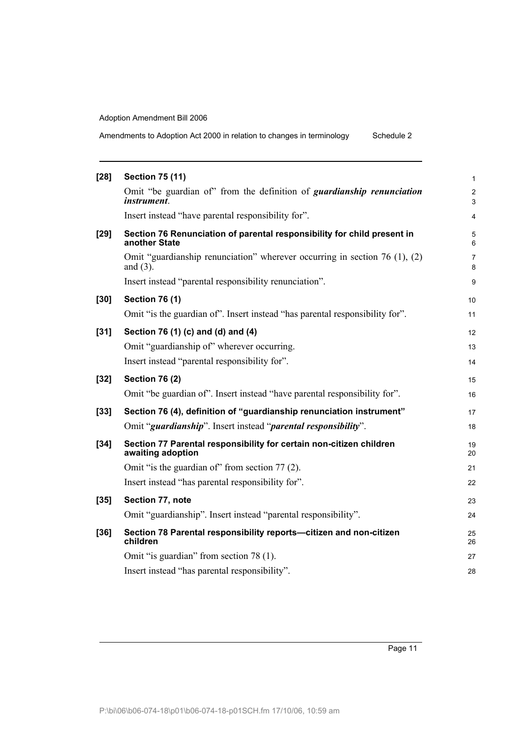**[28] Section 75 (11)**

Omit "be guardian of" from the definition of ***guardianship renunciation instrument***.

Insert instead "have parental responsibility for".

**[29] Section 76 Renunciation of parental responsibility for child present in another State**

Omit "guardianship renunciation" wherever occurring in section 76 (1), (2) and (3).

Insert instead "parental responsibility renunciation".

**[30] Section 76 (1)**

Omit "is the guardian of". Insert instead "has parental responsibility for".

**[31] Section 76 (1) (c) and (d) and (4)**

Omit "guardianship of" wherever occurring.

Insert instead "parental responsibility for".

**[32] Section 76 (2)**

Omit "be guardian of". Insert instead "have parental responsibility for".

**[33] Section 76 (4), definition of "guardianship renunciation instrument"**

Omit "***guardianship***". Insert instead "***parental responsibility***".

**[34] Section 77 Parental responsibility for certain non-citizen children awaiting adoption**

Omit "is the guardian of" from section 77 (2).

Insert instead "has parental responsibility for".

**[35] Section 77, note**

Omit "guardianship". Insert instead "parental responsibility".

**[36] Section 78 Parental responsibility reports—citizen and non-citizen children**

Omit "is guardian" from section 78 (1).

Insert instead "has parental responsibility".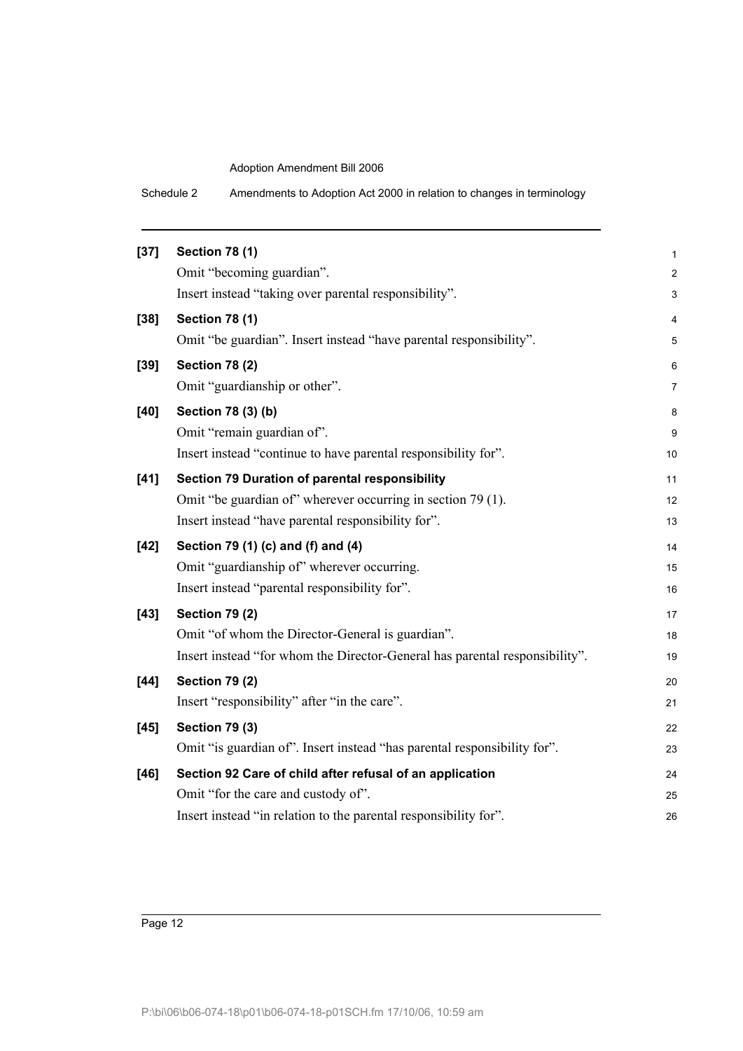**[37] Section 78 (1)**

Omit "becoming guardian".

Insert instead "taking over parental responsibility".

**[38] Section 78 (1)**

Omit "be guardian". Insert instead "have parental responsibility".

**[39] Section 78 (2)**

Omit "guardianship or other".

**[40] Section 78 (3) (b)**

Omit "remain guardian of".

Insert instead "continue to have parental responsibility for".

**[41] Section 79 Duration of parental responsibility**

Omit "be guardian of" wherever occurring in section 79 (1).

Insert instead "have parental responsibility for".

**[42] Section 79 (1) (c) and (f) and (4)**

Omit "guardianship of" wherever occurring.

Insert instead "parental responsibility for".

**[43] Section 79 (2)**

Omit "of whom the Director-General is guardian".

Insert instead "for whom the Director-General has parental responsibility".

**[44] Section 79 (2)**

Insert "responsibility" after "in the care".

**[45] Section 79 (3)**

Omit "is guardian of". Insert instead "has parental responsibility for".

**[46] Section 92 Care of child after refusal of an application**

Omit "for the care and custody of".

Insert instead "in relation to the parental responsibility for".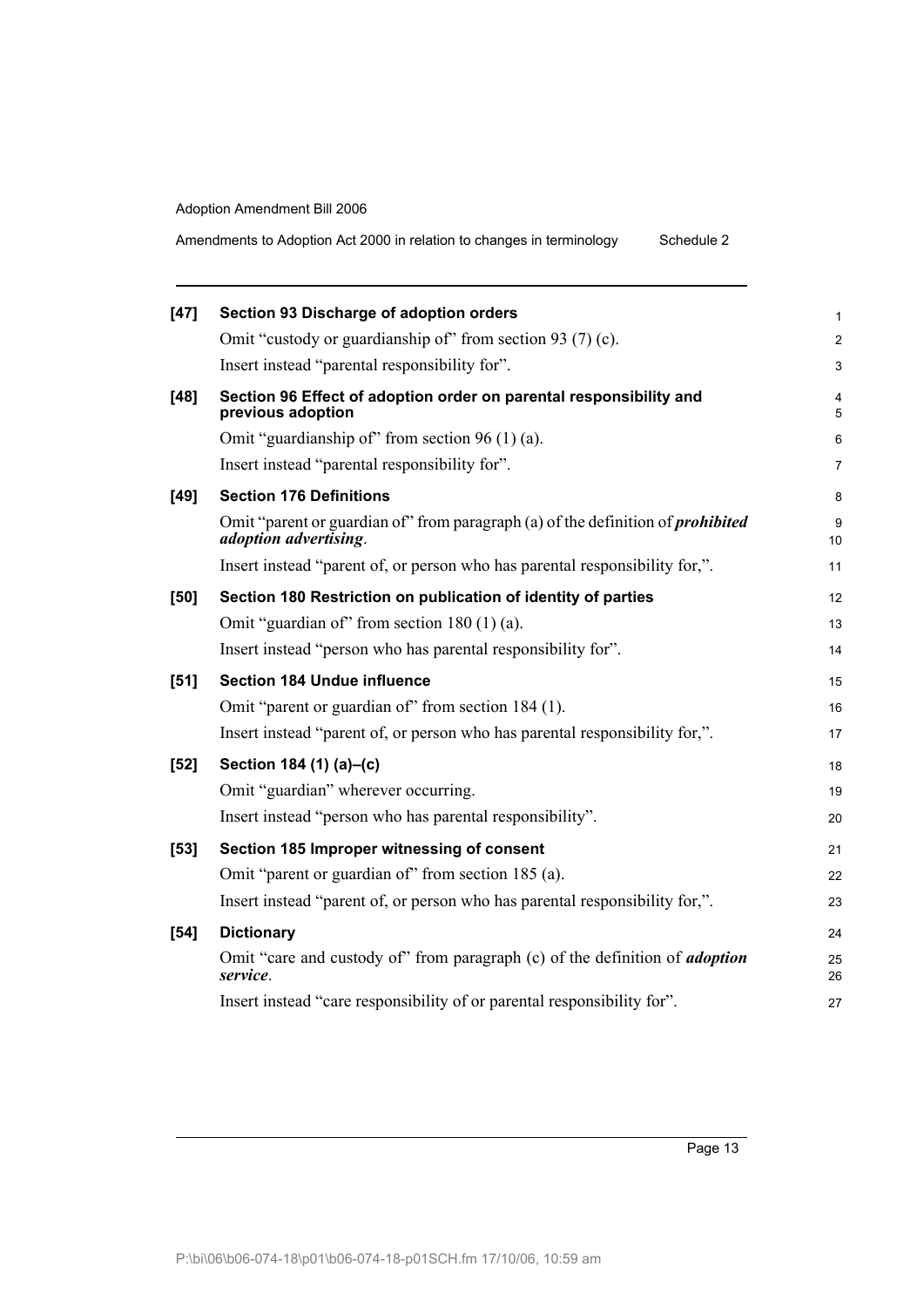**[47] Section 93 Discharge of adoption orders**

Omit "custody or guardianship of" from section 93 (7) (c).

Insert instead "parental responsibility for".

**[48] Section 96 Effect of adoption order on parental responsibility and previous adoption**

Omit "guardianship of" from section 96 (1) (a).

Insert instead "parental responsibility for".

**[49] Section 176 Definitions**

Omit "parent or guardian of" from paragraph (a) of the definition of ***prohibited adoption advertising***.

Insert instead "parent of, or person who has parental responsibility for,".

**[50] Section 180 Restriction on publication of identity of parties**

Omit "guardian of" from section 180 (1) (a).

Insert instead "person who has parental responsibility for".

**[51] Section 184 Undue influence**

Omit "parent or guardian of" from section 184 (1).

Insert instead "parent of, or person who has parental responsibility for,".

**[52] Section 184 (1) (a)–(c)**

Omit "guardian" wherever occurring.

Insert instead "person who has parental responsibility".

**[53] Section 185 Improper witnessing of consent**

Omit "parent or guardian of" from section 185 (a).

Insert instead "parent of, or person who has parental responsibility for,".

**[54] Dictionary**

Omit "care and custody of" from paragraph (c) of the definition of ***adoption service***.

Insert instead "care responsibility of or parental responsibility for".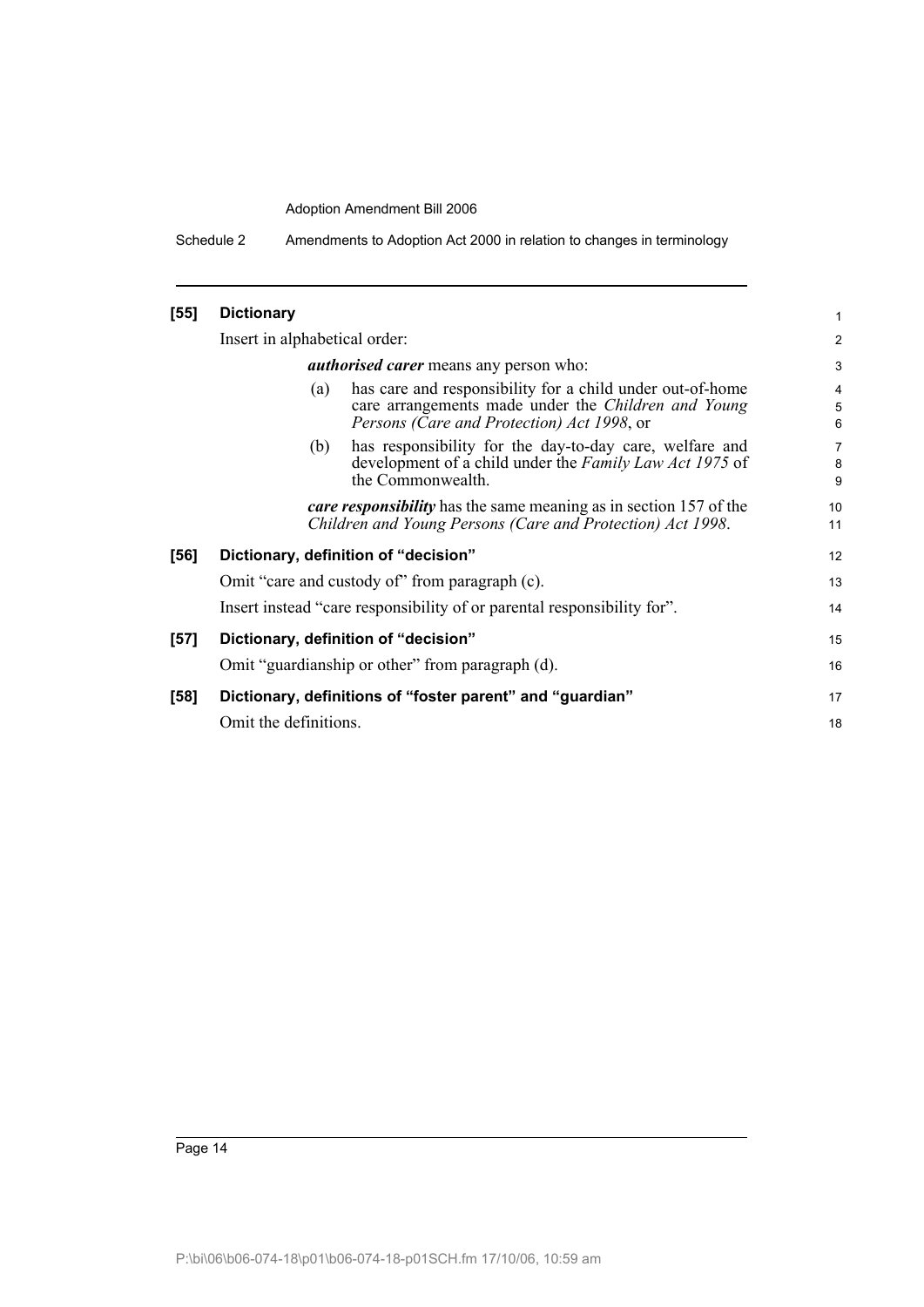**[55] Dictionary**

Insert in alphabetical order:

> ***authorised carer*** means any person who:
>
> (a) has care and responsibility for a child under out-of-home care arrangements made under the *Children and Young Persons (Care and Protection) Act 1998*, or
>
> (b) has responsibility for the day-to-day care, welfare and development of a child under the *Family Law Act 1975* of the Commonwealth.
>
> ***care responsibility*** has the same meaning as in section 157 of the *Children and Young Persons (Care and Protection) Act 1998*.

**[56] Dictionary, definition of "decision"**

Omit "care and custody of" from paragraph (c).

Insert instead "care responsibility of or parental responsibility for".

**[57] Dictionary, definition of "decision"**

Omit "guardianship or other" from paragraph (d).

**[58] Dictionary, definitions of "foster parent" and "guardian"**

Omit the definitions.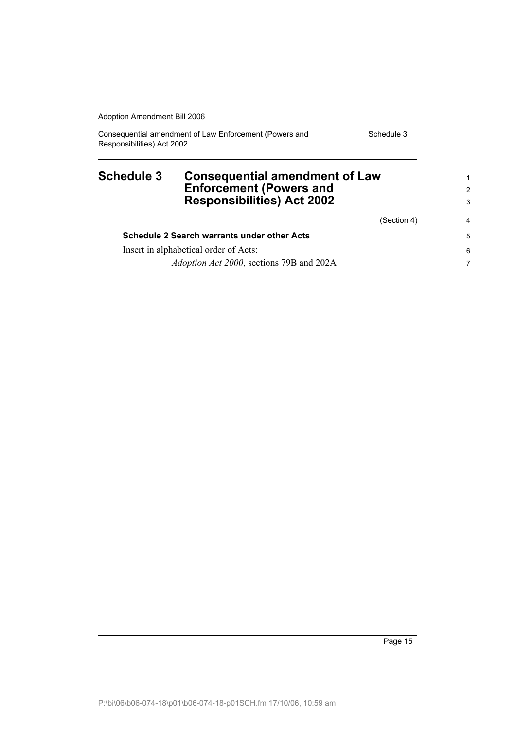# Schedule 3 Consequential amendment of Law Enforcement (Powers and Responsibilities) Act 2002

(Section 4)

**Schedule 2 Search warrants under other Acts**

Insert in alphabetical order of Acts:

*Adoption Act 2000*, sections 79B and 202A